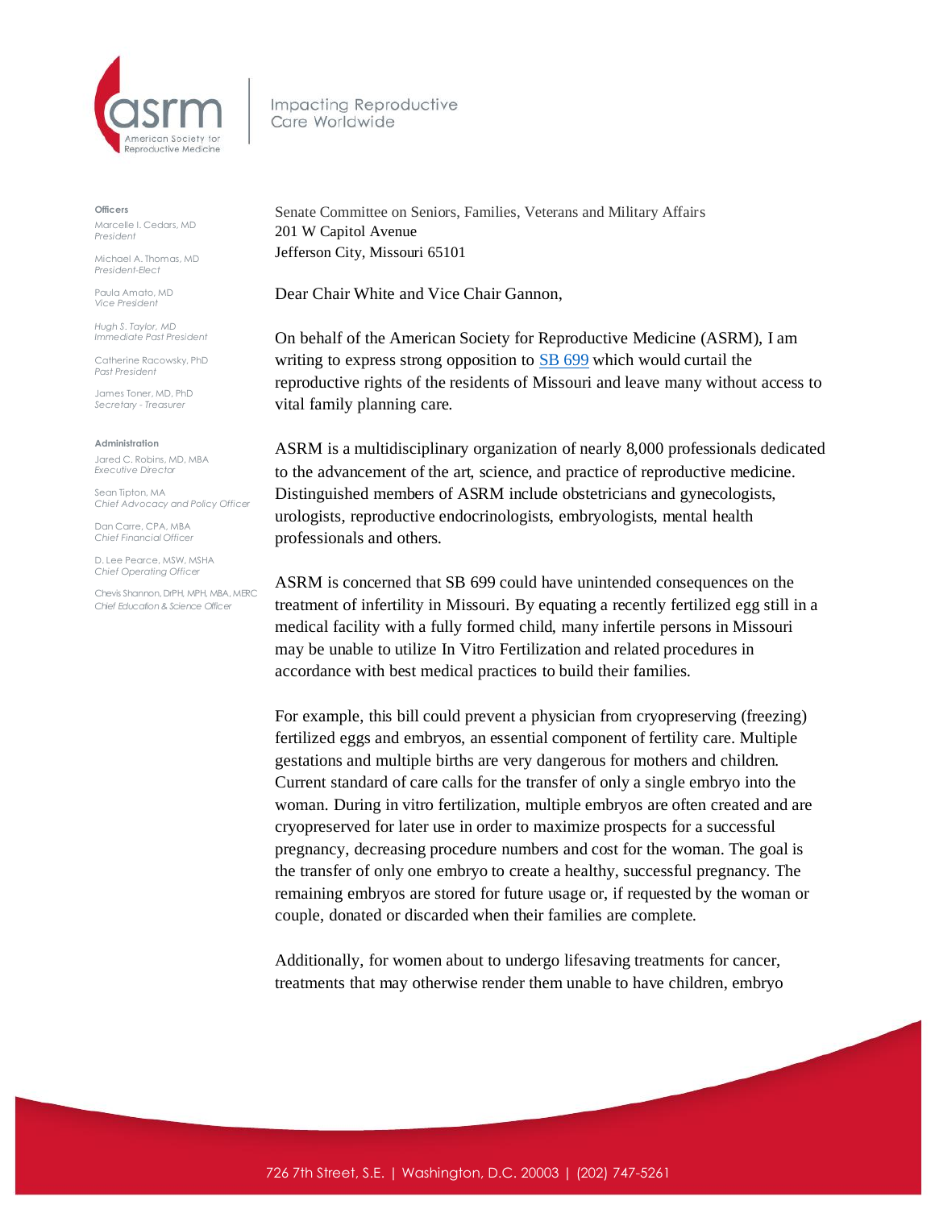American Society for Reproductive Medicine

Impacting Reproductive Care Worldwide

**Officers**

Marcelle I. Cedars, MD
*President*

Michael A. Thomas, MD
*President-Elect*

Paula Amato, MD
*Vice President*

Hugh S. Taylor, MD
*Immediate Past President*

Catherine Racowsky, PhD
*Past President*

James Toner, MD, PhD
*Secretary - Treasurer*

**Administration**

Jared C. Robins, MD, MBA
*Executive Director*

Sean Tipton, MA
*Chief Advocacy and Policy Officer*

Dan Carre, CPA, MBA
*Chief Financial Officer*

D. Lee Pearce, MSW, MSHA
*Chief Operating Officer*

Chevis Shannon, DrPH, MPH, MBA, MERC
*Chief Education & Science Officer*

Senate Committee on Seniors, Families, Veterans and Military Affairs
201 W Capitol Avenue
Jefferson City, Missouri 65101

Dear Chair White and Vice Chair Gannon,

On behalf of the American Society for Reproductive Medicine (ASRM), I am writing to express strong opposition to SB 699 which would curtail the reproductive rights of the residents of Missouri and leave many without access to vital family planning care.

ASRM is a multidisciplinary organization of nearly 8,000 professionals dedicated to the advancement of the art, science, and practice of reproductive medicine. Distinguished members of ASRM include obstetricians and gynecologists, urologists, reproductive endocrinologists, embryologists, mental health professionals and others.

ASRM is concerned that SB 699 could have unintended consequences on the treatment of infertility in Missouri. By equating a recently fertilized egg still in a medical facility with a fully formed child, many infertile persons in Missouri may be unable to utilize In Vitro Fertilization and related procedures in accordance with best medical practices to build their families.

For example, this bill could prevent a physician from cryopreserving (freezing) fertilized eggs and embryos, an essential component of fertility care. Multiple gestations and multiple births are very dangerous for mothers and children. Current standard of care calls for the transfer of only a single embryo into the woman. During in vitro fertilization, multiple embryos are often created and are cryopreserved for later use in order to maximize prospects for a successful pregnancy, decreasing procedure numbers and cost for the woman. The goal is the transfer of only one embryo to create a healthy, successful pregnancy. The remaining embryos are stored for future usage or, if requested by the woman or couple, donated or discarded when their families are complete.

Additionally, for women about to undergo lifesaving treatments for cancer, treatments that may otherwise render them unable to have children, embryo

726 7th Street, S.E. | Washington, D.C. 20003 | (202) 747-5261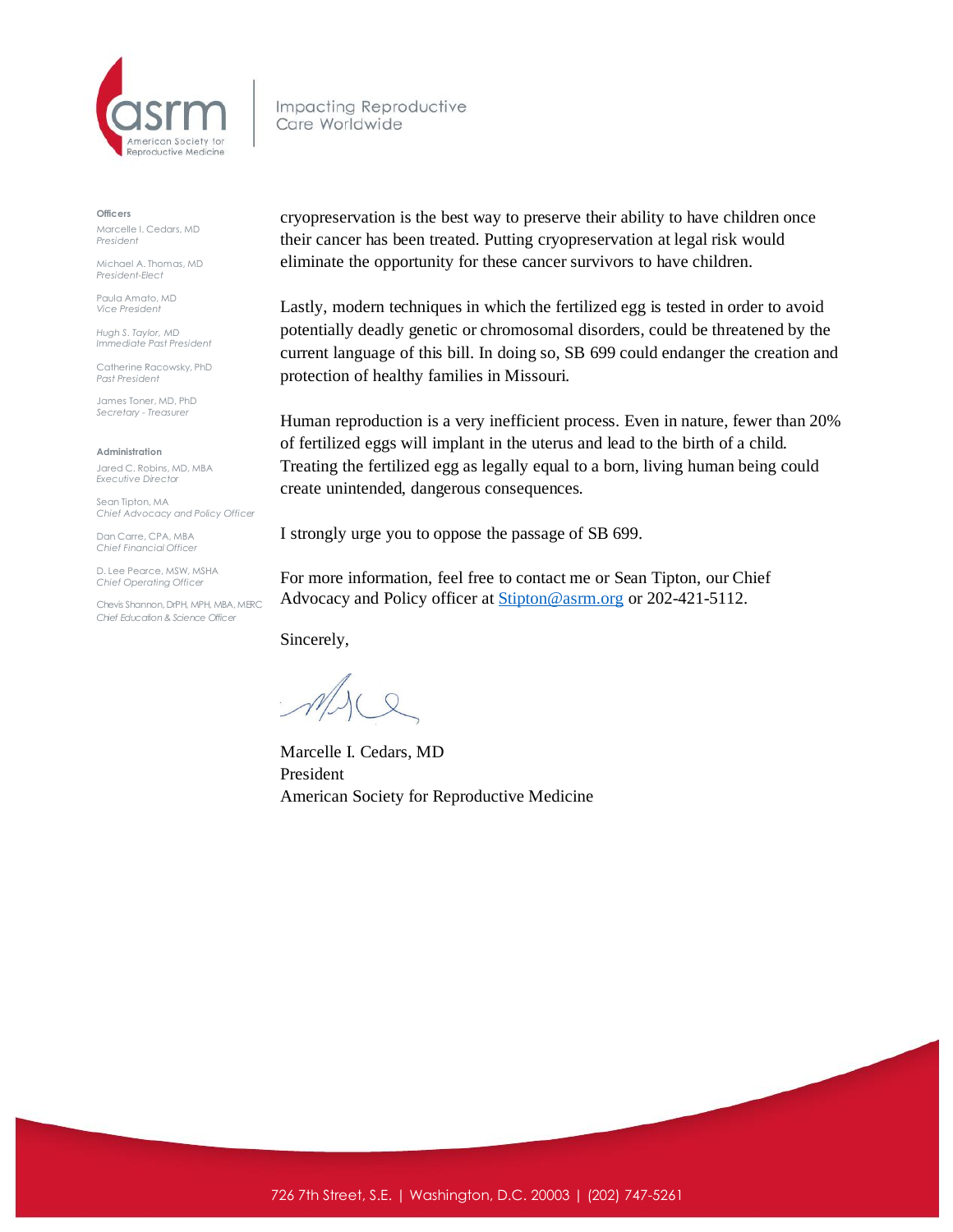Impacting Reproductive Care Worldwide

**Officers**

Marcelle I. Cedars, MD
*President*

Michael A. Thomas, MD
*President-Elect*

Paula Amato, MD
*Vice President*

Hugh S. Taylor, MD
*Immediate Past President*

Catherine Racowsky, PhD
*Past President*

James Toner, MD, PhD
*Secretary - Treasurer*

**Administration**

Jared C. Robins, MD, MBA
*Executive Director*

Sean Tipton, MA
*Chief Advocacy and Policy Officer*

Dan Carre, CPA, MBA
*Chief Financial Officer*

D. Lee Pearce, MSW, MSHA
*Chief Operating Officer*

Chevis Shannon, DrPH, MPH, MBA, MERC
*Chief Education & Science Officer*

cryopreservation is the best way to preserve their ability to have children once their cancer has been treated. Putting cryopreservation at legal risk would eliminate the opportunity for these cancer survivors to have children.

Lastly, modern techniques in which the fertilized egg is tested in order to avoid potentially deadly genetic or chromosomal disorders, could be threatened by the current language of this bill. In doing so, SB 699 could endanger the creation and protection of healthy families in Missouri.

Human reproduction is a very inefficient process. Even in nature, fewer than 20% of fertilized eggs will implant in the uterus and lead to the birth of a child. Treating the fertilized egg as legally equal to a born, living human being could create unintended, dangerous consequences.

I strongly urge you to oppose the passage of SB 699.

For more information, feel free to contact me or Sean Tipton, our Chief Advocacy and Policy officer at Stipton@asrm.org or 202-421-5112.

Sincerely,

Marcelle I. Cedars, MD
President
American Society for Reproductive Medicine

726 7th Street, S.E. | Washington, D.C. 20003 | (202) 747-5261